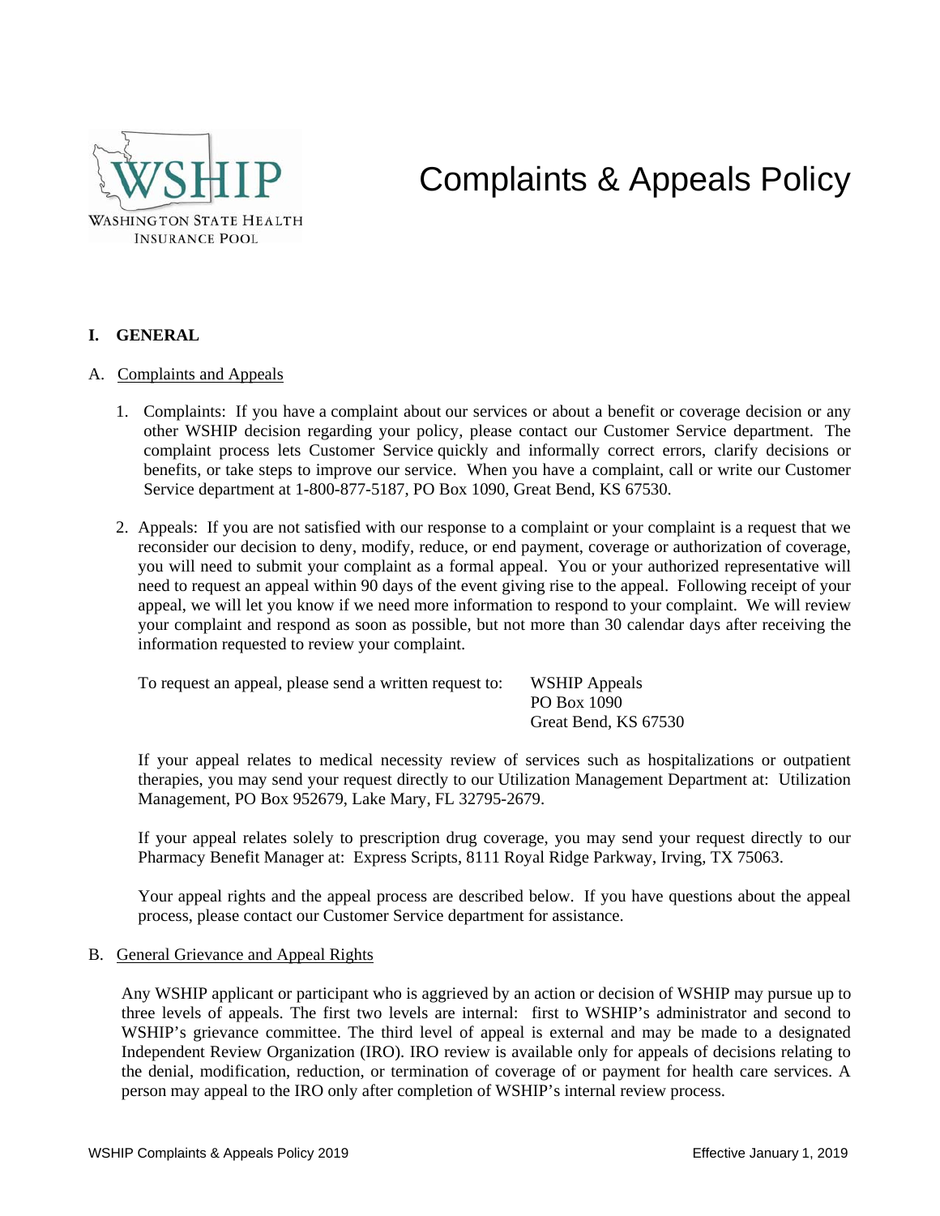WSHIP
WASHINGTON STATE HEALTH INSURANCE POOL

# Complaints & Appeals Policy

## I. GENERAL

### A. Complaints and Appeals

1. Complaints: If you have a complaint about our services or about a benefit or coverage decision or any other WSHIP decision regarding your policy, please contact our Customer Service department. The complaint process lets Customer Service quickly and informally correct errors, clarify decisions or benefits, or take steps to improve our service. When you have a complaint, call or write our Customer Service department at 1-800-877-5187, PO Box 1090, Great Bend, KS 67530.

2. Appeals: If you are not satisfied with our response to a complaint or your complaint is a request that we reconsider our decision to deny, modify, reduce, or end payment, coverage or authorization of coverage, you will need to submit your complaint as a formal appeal. You or your authorized representative will need to request an appeal within 90 days of the event giving rise to the appeal. Following receipt of your appeal, we will let you know if we need more information to respond to your complaint. We will review your complaint and respond as soon as possible, but not more than 30 calendar days after receiving the information requested to review your complaint.

   To request an appeal, please send a written request to:

   WSHIP Appeals
   PO Box 1090
   Great Bend, KS 67530

   If your appeal relates to medical necessity review of services such as hospitalizations or outpatient therapies, you may send your request directly to our Utilization Management Department at: Utilization Management, PO Box 952679, Lake Mary, FL 32795-2679.

   If your appeal relates solely to prescription drug coverage, you may send your request directly to our Pharmacy Benefit Manager at: Express Scripts, 8111 Royal Ridge Parkway, Irving, TX 75063.

   Your appeal rights and the appeal process are described below. If you have questions about the appeal process, please contact our Customer Service department for assistance.

### B. General Grievance and Appeal Rights

Any WSHIP applicant or participant who is aggrieved by an action or decision of WSHIP may pursue up to three levels of appeals. The first two levels are internal: first to WSHIP's administrator and second to WSHIP's grievance committee. The third level of appeal is external and may be made to a designated Independent Review Organization (IRO). IRO review is available only for appeals of decisions relating to the denial, modification, reduction, or termination of coverage of or payment for health care services. A person may appeal to the IRO only after completion of WSHIP's internal review process.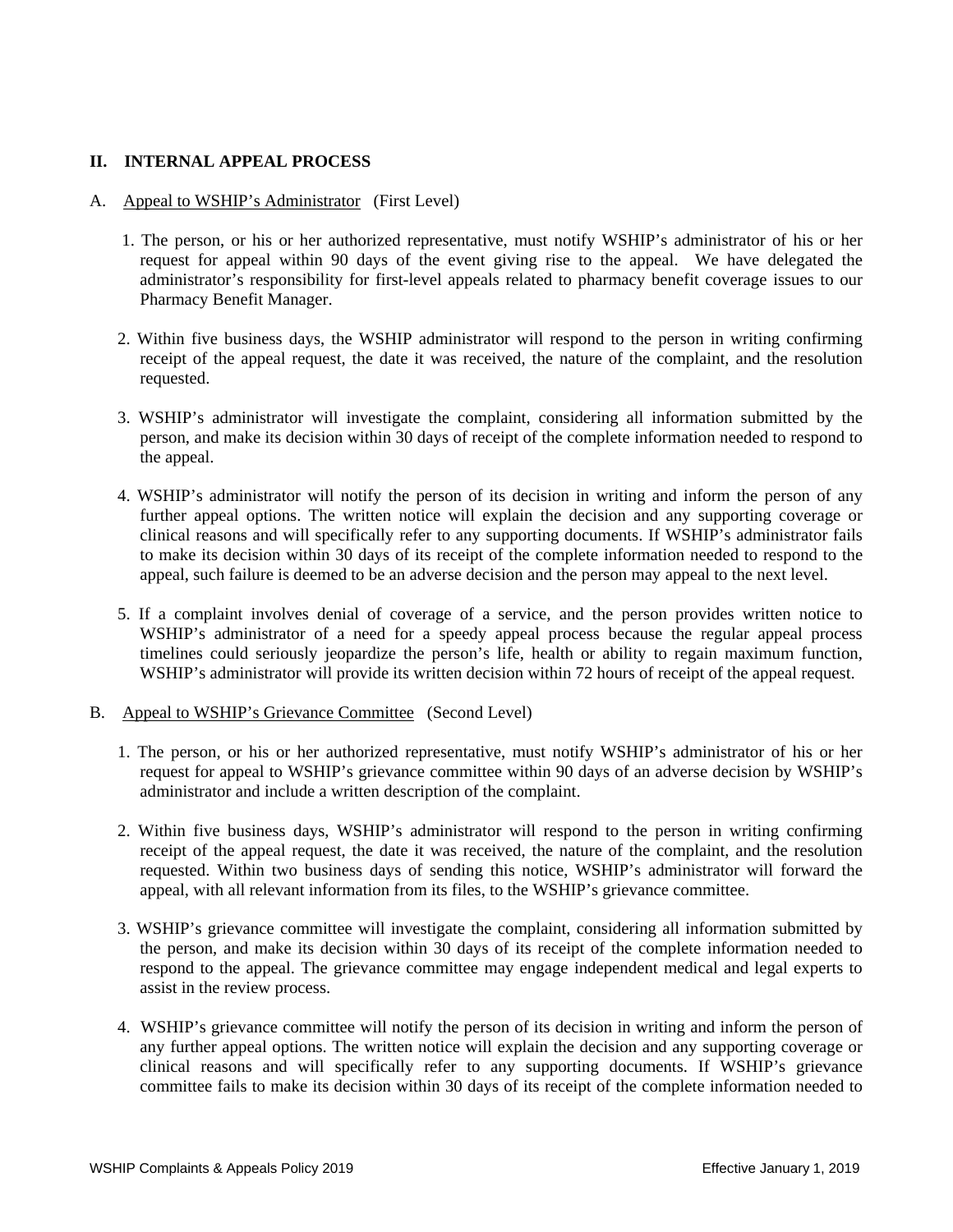## II. INTERNAL APPEAL PROCESS

### A. <u>Appeal to WSHIP's Administrator</u> (First Level)

1. The person, or his or her authorized representative, must notify WSHIP's administrator of his or her request for appeal within 90 days of the event giving rise to the appeal. We have delegated the administrator's responsibility for first-level appeals related to pharmacy benefit coverage issues to our Pharmacy Benefit Manager.

2. Within five business days, the WSHIP administrator will respond to the person in writing confirming receipt of the appeal request, the date it was received, the nature of the complaint, and the resolution requested.

3. WSHIP's administrator will investigate the complaint, considering all information submitted by the person, and make its decision within 30 days of receipt of the complete information needed to respond to the appeal.

4. WSHIP's administrator will notify the person of its decision in writing and inform the person of any further appeal options. The written notice will explain the decision and any supporting coverage or clinical reasons and will specifically refer to any supporting documents. If WSHIP's administrator fails to make its decision within 30 days of its receipt of the complete information needed to respond to the appeal, such failure is deemed to be an adverse decision and the person may appeal to the next level.

5. If a complaint involves denial of coverage of a service, and the person provides written notice to WSHIP's administrator of a need for a speedy appeal process because the regular appeal process timelines could seriously jeopardize the person's life, health or ability to regain maximum function, WSHIP's administrator will provide its written decision within 72 hours of receipt of the appeal request.

### B. <u>Appeal to WSHIP's Grievance Committee</u> (Second Level)

1. The person, or his or her authorized representative, must notify WSHIP's administrator of his or her request for appeal to WSHIP's grievance committee within 90 days of an adverse decision by WSHIP's administrator and include a written description of the complaint.

2. Within five business days, WSHIP's administrator will respond to the person in writing confirming receipt of the appeal request, the date it was received, the nature of the complaint, and the resolution requested. Within two business days of sending this notice, WSHIP's administrator will forward the appeal, with all relevant information from its files, to the WSHIP's grievance committee.

3. WSHIP's grievance committee will investigate the complaint, considering all information submitted by the person, and make its decision within 30 days of its receipt of the complete information needed to respond to the appeal. The grievance committee may engage independent medical and legal experts to assist in the review process.

4. WSHIP's grievance committee will notify the person of its decision in writing and inform the person of any further appeal options. The written notice will explain the decision and any supporting coverage or clinical reasons and will specifically refer to any supporting documents. If WSHIP's grievance committee fails to make its decision within 30 days of its receipt of the complete information needed to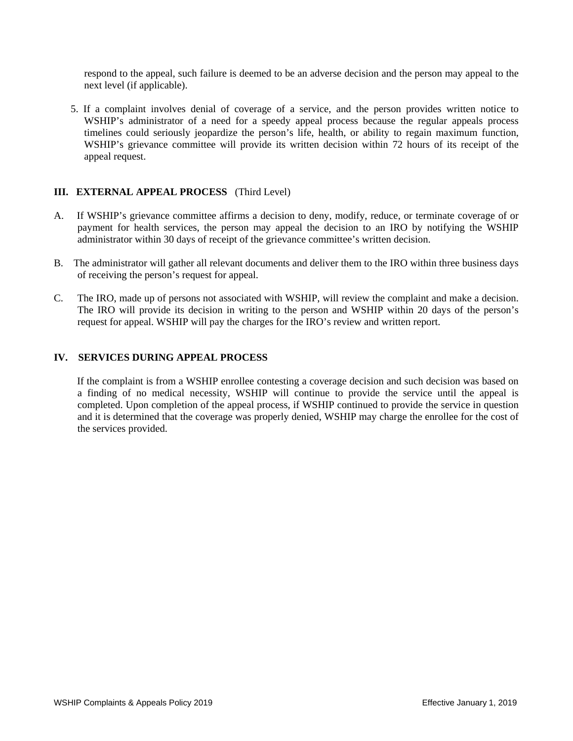respond to the appeal, such failure is deemed to be an adverse decision and the person may appeal to the next level (if applicable).

5. If a complaint involves denial of coverage of a service, and the person provides written notice to WSHIP's administrator of a need for a speedy appeal process because the regular appeals process timelines could seriously jeopardize the person's life, health, or ability to regain maximum function, WSHIP's grievance committee will provide its written decision within 72 hours of its receipt of the appeal request.

## III. EXTERNAL APPEAL PROCESS (Third Level)

A. If WSHIP's grievance committee affirms a decision to deny, modify, reduce, or terminate coverage of or payment for health services, the person may appeal the decision to an IRO by notifying the WSHIP administrator within 30 days of receipt of the grievance committee's written decision.

B. The administrator will gather all relevant documents and deliver them to the IRO within three business days of receiving the person's request for appeal.

C. The IRO, made up of persons not associated with WSHIP, will review the complaint and make a decision. The IRO will provide its decision in writing to the person and WSHIP within 20 days of the person's request for appeal. WSHIP will pay the charges for the IRO's review and written report.

## IV. SERVICES DURING APPEAL PROCESS

If the complaint is from a WSHIP enrollee contesting a coverage decision and such decision was based on a finding of no medical necessity, WSHIP will continue to provide the service until the appeal is completed. Upon completion of the appeal process, if WSHIP continued to provide the service in question and it is determined that the coverage was properly denied, WSHIP may charge the enrollee for the cost of the services provided.